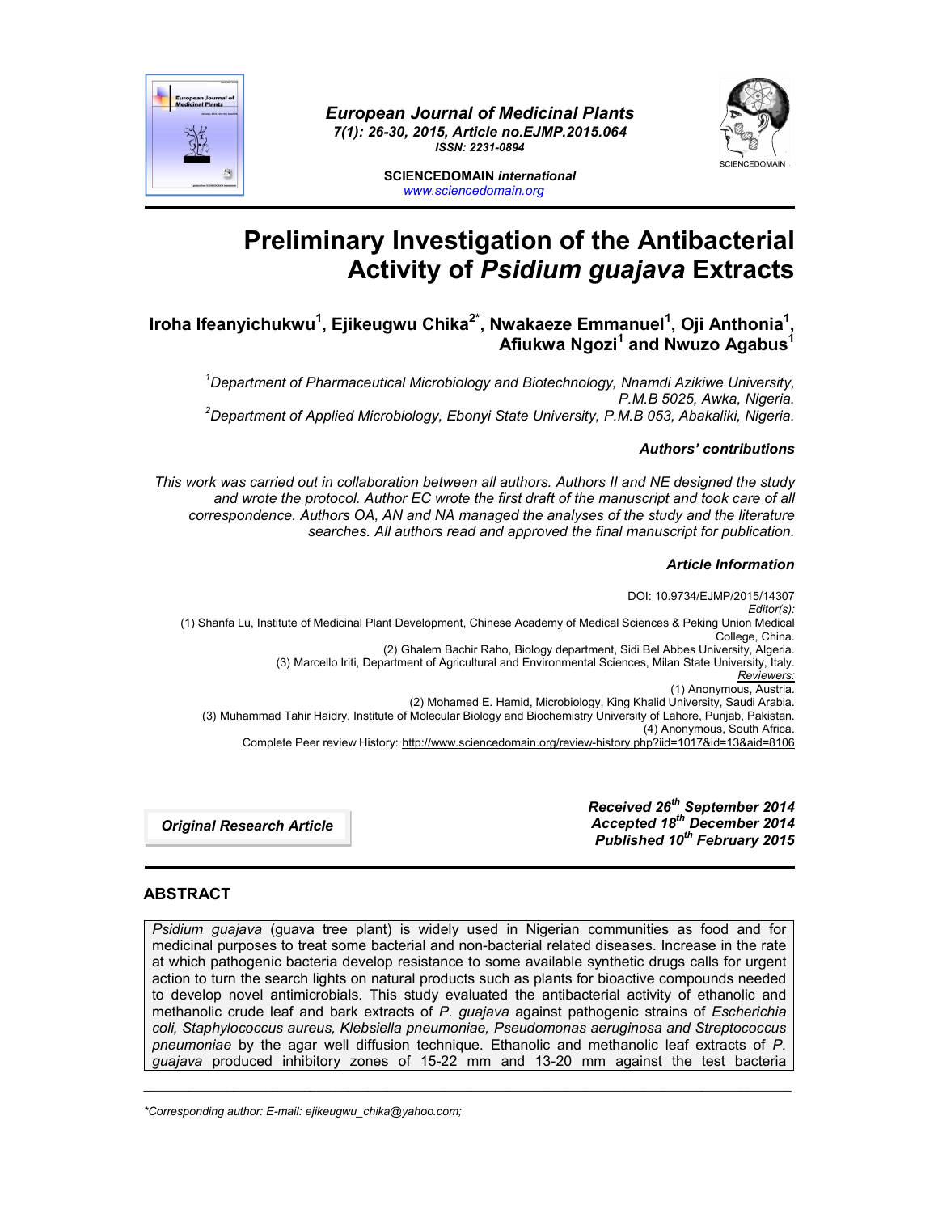European Journal of Medicinal Plants
7(1): 26-30, 2015, Article no.EJMP.2015.064
ISSN: 2231-0894

SCIENCEDOMAIN *international*
www.sciencedomain.org

# Preliminary Investigation of the Antibacterial Activity of *Psidium guajava* Extracts

**Iroha Ifeanyichukwu[1], Ejikeugwu Chika[2*], Nwakaeze Emmanuel[1], Oji Anthonia[1], Afiukwa Ngozi[1] and Nwuzo Agabus[1]**

*[1]Department of Pharmaceutical Microbiology and Biotechnology, Nnamdi Azikiwe University, P.M.B 5025, Awka, Nigeria.*
*[2]Department of Applied Microbiology, Ebonyi State University, P.M.B 053, Abakaliki, Nigeria.*

***Authors' contributions***

*This work was carried out in collaboration between all authors. Authors II and NE designed the study and wrote the protocol. Author EC wrote the first draft of the manuscript and took care of all correspondence. Authors OA, AN and NA managed the analyses of the study and the literature searches. All authors read and approved the final manuscript for publication.*

***Article Information***

DOI: 10.9734/EJMP/2015/14307
*Editor(s):*
(1) Shanfa Lu, Institute of Medicinal Plant Development, Chinese Academy of Medical Sciences & Peking Union Medical College, China.
(2) Ghalem Bachir Raho, Biology department, Sidi Bel Abbes University, Algeria.
(3) Marcello Iriti, Department of Agricultural and Environmental Sciences, Milan State University, Italy.
*Reviewers:*
(1) Anonymous, Austria.
(2) Mohamed E. Hamid, Microbiology, King Khalid University, Saudi Arabia.
(3) Muhammad Tahir Haidry, Institute of Molecular Biology and Biochemistry University of Lahore, Punjab, Pakistan.
(4) Anonymous, South Africa.
Complete Peer review History: http://www.sciencedomain.org/review-history.php?iid=1017&id=13&aid=8106

***Original Research Article***

***Received 26th September 2014***
***Accepted 18th December 2014***
***Published 10th February 2015***

## ABSTRACT

*Psidium guajava* (guava tree plant) is widely used in Nigerian communities as food and for medicinal purposes to treat some bacterial and non-bacterial related diseases. Increase in the rate at which pathogenic bacteria develop resistance to some available synthetic drugs calls for urgent action to turn the search lights on natural products such as plants for bioactive compounds needed to develop novel antimicrobials. This study evaluated the antibacterial activity of ethanolic and methanolic crude leaf and bark extracts of *P. guajava* against pathogenic strains of *Escherichia coli, Staphylococcus aureus, Klebsiella pneumoniae, Pseudomonas aeruginosa and Streptococcus pneumoniae* by the agar well diffusion technique. Ethanolic and methanolic leaf extracts of *P. guajava* produced inhibitory zones of 15-22 mm and 13-20 mm against the test bacteria

*Corresponding author: E-mail: ejikeugwu_chika@yahoo.com;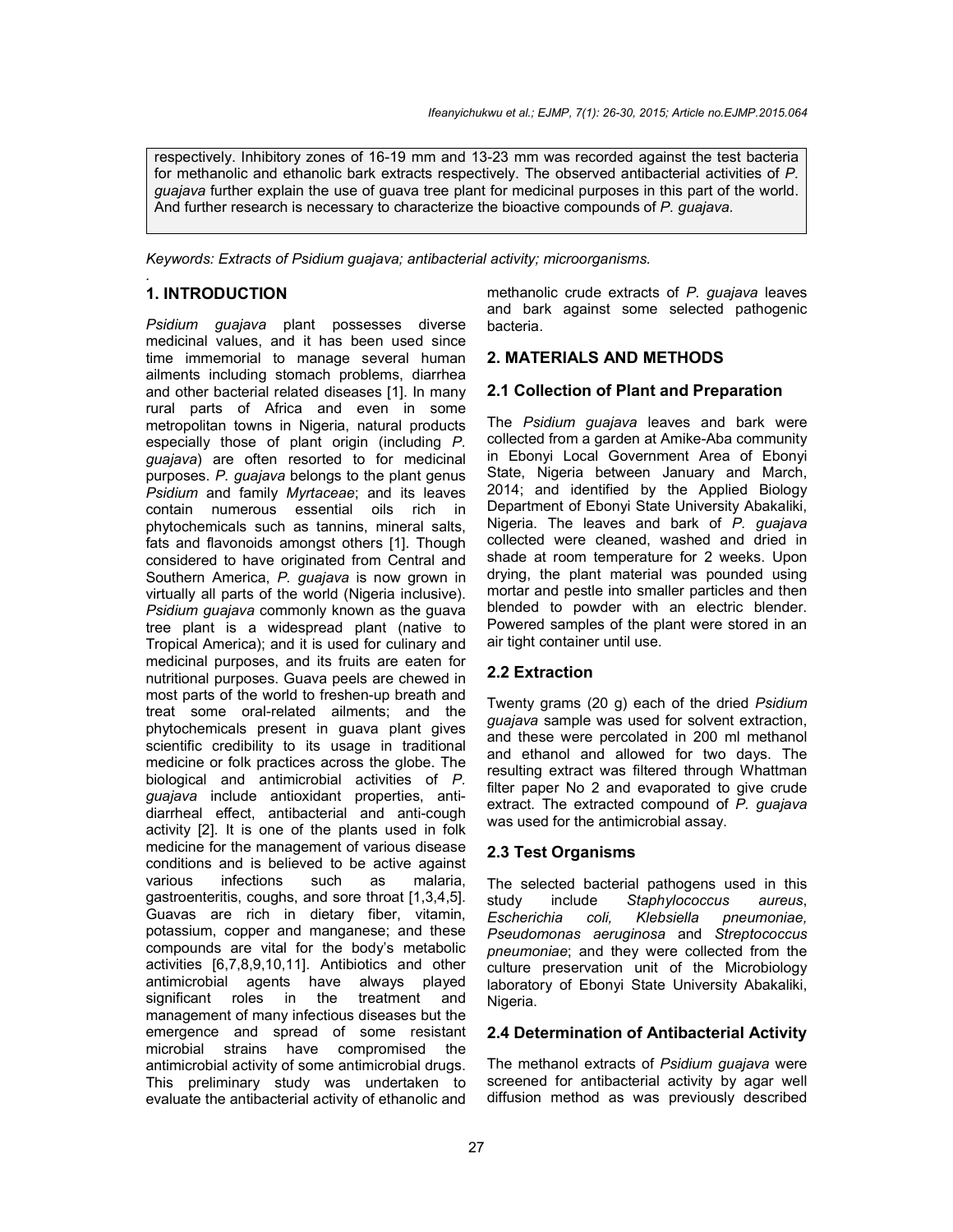respectively. Inhibitory zones of 16-19 mm and 13-23 mm was recorded against the test bacteria for methanolic and ethanolic bark extracts respectively. The observed antibacterial activities of *P. guajava* further explain the use of guava tree plant for medicinal purposes in this part of the world. And further research is necessary to characterize the bioactive compounds of *P. guajava*.

*Keywords: Extracts of Psidium guajava; antibacterial activity; microorganisms.*

## 1. INTRODUCTION

*Psidium guajava* plant possesses diverse medicinal values, and it has been used since time immemorial to manage several human ailments including stomach problems, diarrhea and other bacterial related diseases [1]. In many rural parts of Africa and even in some metropolitan towns in Nigeria, natural products especially those of plant origin (including *P. guajava*) are often resorted to for medicinal purposes. *P. guajava* belongs to the plant genus *Psidium* and family *Myrtaceae*; and its leaves contain numerous essential oils rich in phytochemicals such as tannins, mineral salts, fats and flavonoids amongst others [1]. Though considered to have originated from Central and Southern America, *P. guajava* is now grown in virtually all parts of the world (Nigeria inclusive). *Psidium guajava* commonly known as the guava tree plant is a widespread plant (native to Tropical America); and it is used for culinary and medicinal purposes, and its fruits are eaten for nutritional purposes. Guava peels are chewed in most parts of the world to freshen-up breath and treat some oral-related ailments; and the phytochemicals present in guava plant gives scientific credibility to its usage in traditional medicine or folk practices across the globe. The biological and antimicrobial activities of *P. guajava* include antioxidant properties, anti-diarrheal effect, antibacterial and anti-cough activity [2]. It is one of the plants used in folk medicine for the management of various disease conditions and is believed to be active against various infections such as malaria, gastroenteritis, coughs, and sore throat [1,3,4,5]. Guavas are rich in dietary fiber, vitamin, potassium, copper and manganese; and these compounds are vital for the body's metabolic activities [6,7,8,9,10,11]. Antibiotics and other antimicrobial agents have always played significant roles in the treatment and management of many infectious diseases but the emergence and spread of some resistant microbial strains have compromised the antimicrobial activity of some antimicrobial drugs. This preliminary study was undertaken to evaluate the antibacterial activity of ethanolic and methanolic crude extracts of *P. guajava* leaves and bark against some selected pathogenic bacteria.

## 2. MATERIALS AND METHODS

### 2.1 Collection of Plant and Preparation

The *Psidium guajava* leaves and bark were collected from a garden at Amike-Aba community in Ebonyi Local Government Area of Ebonyi State, Nigeria between January and March, 2014; and identified by the Applied Biology Department of Ebonyi State University Abakaliki, Nigeria. The leaves and bark of *P. guajava* collected were cleaned, washed and dried in shade at room temperature for 2 weeks. Upon drying, the plant material was pounded using mortar and pestle into smaller particles and then blended to powder with an electric blender. Powered samples of the plant were stored in an air tight container until use.

### 2.2 Extraction

Twenty grams (20 g) each of the dried *Psidium guajava* sample was used for solvent extraction, and these were percolated in 200 ml methanol and ethanol and allowed for two days. The resulting extract was filtered through Whattman filter paper No 2 and evaporated to give crude extract. The extracted compound of *P. guajava* was used for the antimicrobial assay.

### 2.3 Test Organisms

The selected bacterial pathogens used in this study include *Staphylococcus aureus*, *Escherichia coli, Klebsiella pneumoniae, Pseudomonas aeruginosa* and *Streptococcus pneumoniae*; and they were collected from the culture preservation unit of the Microbiology laboratory of Ebonyi State University Abakaliki, Nigeria.

### 2.4 Determination of Antibacterial Activity

The methanol extracts of *Psidium guajava* were screened for antibacterial activity by agar well diffusion method as was previously described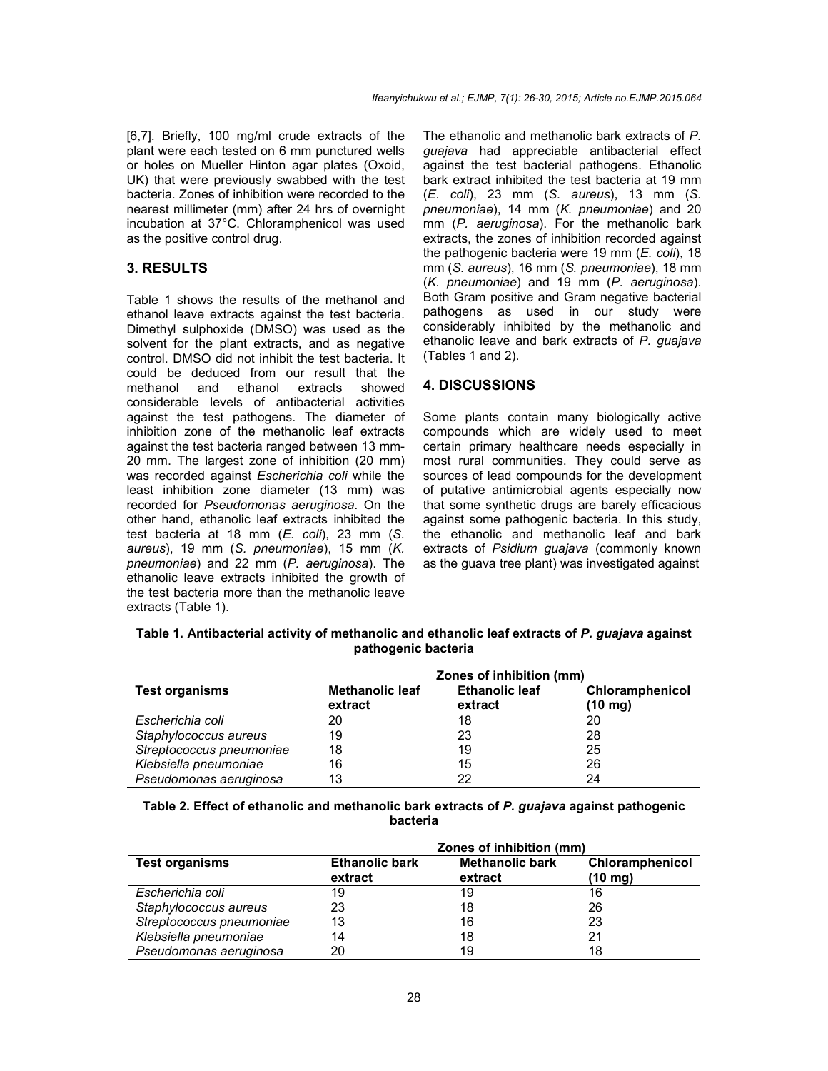[6,7]. Briefly, 100 mg/ml crude extracts of the plant were each tested on 6 mm punctured wells or holes on Mueller Hinton agar plates (Oxoid, UK) that were previously swabbed with the test bacteria. Zones of inhibition were recorded to the nearest millimeter (mm) after 24 hrs of overnight incubation at 37°C. Chloramphenicol was used as the positive control drug.

## 3. RESULTS

Table 1 shows the results of the methanol and ethanol leave extracts against the test bacteria. Dimethyl sulphoxide (DMSO) was used as the solvent for the plant extracts, and as negative control. DMSO did not inhibit the test bacteria. It could be deduced from our result that the methanol and ethanol extracts showed considerable levels of antibacterial activities against the test pathogens. The diameter of inhibition zone of the methanolic leaf extracts against the test bacteria ranged between 13 mm-20 mm. The largest zone of inhibition (20 mm) was recorded against *Escherichia coli* while the least inhibition zone diameter (13 mm) was recorded for *Pseudomonas aeruginosa*. On the other hand, ethanolic leaf extracts inhibited the test bacteria at 18 mm (*E. coli*), 23 mm (*S. aureus*), 19 mm (*S. pneumoniae*), 15 mm (*K. pneumoniae*) and 22 mm (*P. aeruginosa*). The ethanolic leave extracts inhibited the growth of the test bacteria more than the methanolic leave extracts (Table 1).

The ethanolic and methanolic bark extracts of *P. guajava* had appreciable antibacterial effect against the test bacterial pathogens. Ethanolic bark extract inhibited the test bacteria at 19 mm (*E. coli*), 23 mm (*S. aureus*), 13 mm (*S. pneumoniae*), 14 mm (*K. pneumoniae*) and 20 mm (*P. aeruginosa*). For the methanolic bark extracts, the zones of inhibition recorded against the pathogenic bacteria were 19 mm (*E. coli*), 18 mm (*S. aureus*), 16 mm (*S. pneumoniae*), 18 mm (*K. pneumoniae*) and 19 mm (*P. aeruginosa*). Both Gram positive and Gram negative bacterial pathogens as used in our study were considerably inhibited by the methanolic and ethanolic leave and bark extracts of *P. guajava* (Tables 1 and 2).

## 4. DISCUSSIONS

Some plants contain many biologically active compounds which are widely used to meet certain primary healthcare needs especially in most rural communities. They could serve as sources of lead compounds for the development of putative antimicrobial agents especially now that some synthetic drugs are barely efficacious against some pathogenic bacteria. In this study, the ethanolic and methanolic leaf and bark extracts of *Psidium guajava* (commonly known as the guava tree plant) was investigated against

**Table 1. Antibacterial activity of methanolic and ethanolic leaf extracts of *P. guajava* against pathogenic bacteria**

| | Zones of inhibition (mm) | | |
|---|---|---|---|
| **Test organisms** | **Methanolic leaf extract** | **Ethanolic leaf extract** | **Chloramphenicol (10 mg)** |
| *Escherichia coli* | 20 | 18 | 20 |
| *Staphylococcus aureus* | 19 | 23 | 28 |
| *Streptococcus pneumoniae* | 18 | 19 | 25 |
| *Klebsiella pneumoniae* | 16 | 15 | 26 |
| *Pseudomonas aeruginosa* | 13 | 22 | 24 |

**Table 2. Effect of ethanolic and methanolic bark extracts of *P. guajava* against pathogenic bacteria**

| | Zones of inhibition (mm) | | |
|---|---|---|---|
| **Test organisms** | **Ethanolic bark extract** | **Methanolic bark extract** | **Chloramphenicol (10 mg)** |
| *Escherichia coli* | 19 | 19 | 16 |
| *Staphylococcus aureus* | 23 | 18 | 26 |
| *Streptococcus pneumoniae* | 13 | 16 | 23 |
| *Klebsiella pneumoniae* | 14 | 18 | 21 |
| *Pseudomonas aeruginosa* | 20 | 19 | 18 |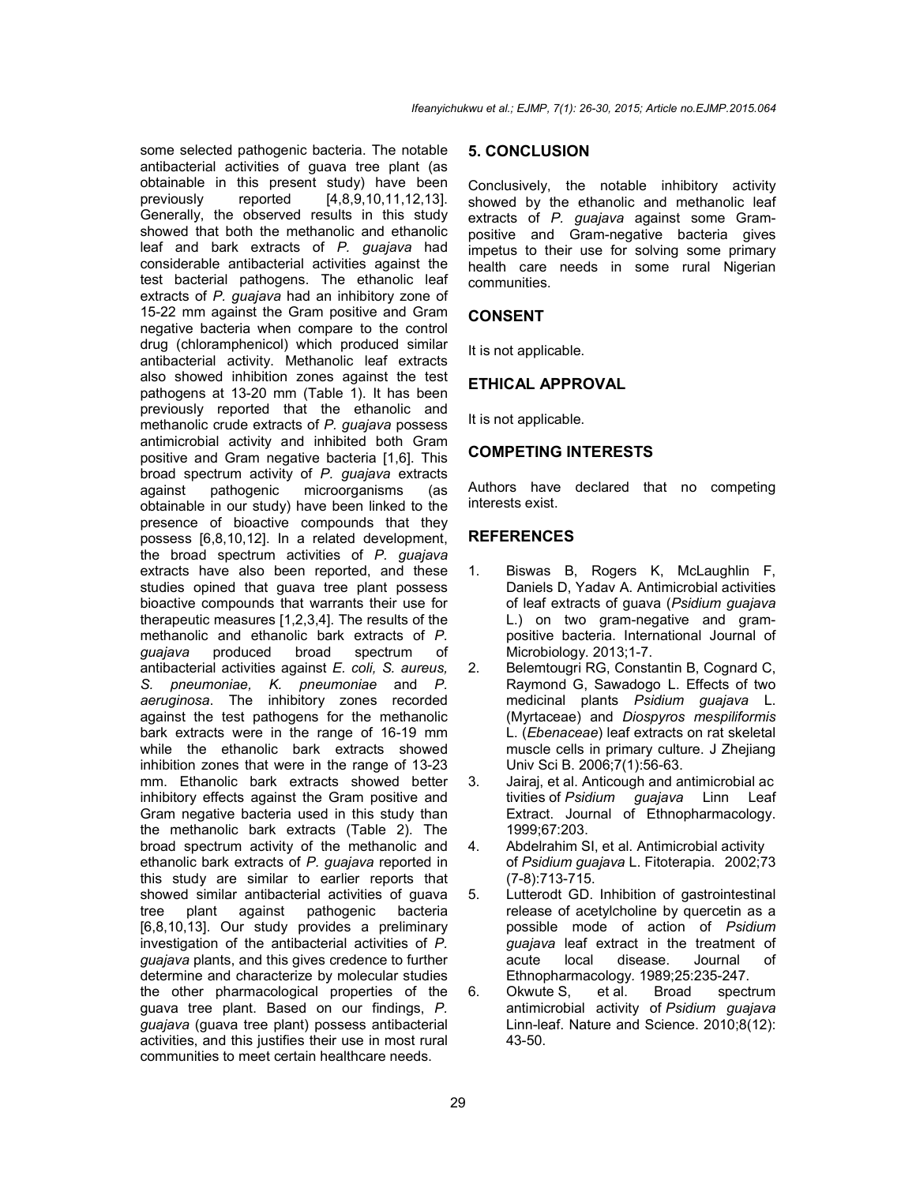some selected pathogenic bacteria. The notable antibacterial activities of guava tree plant (as obtainable in this present study) have been previously reported [4,8,9,10,11,12,13]. Generally, the observed results in this study showed that both the methanolic and ethanolic leaf and bark extracts of *P. guajava* had considerable antibacterial activities against the test bacterial pathogens. The ethanolic leaf extracts of *P. guajava* had an inhibitory zone of 15-22 mm against the Gram positive and Gram negative bacteria when compare to the control drug (chloramphenicol) which produced similar antibacterial activity. Methanolic leaf extracts also showed inhibition zones against the test pathogens at 13-20 mm (Table 1). It has been previously reported that the ethanolic and methanolic crude extracts of *P. guajava* possess antimicrobial activity and inhibited both Gram positive and Gram negative bacteria [1,6]. This broad spectrum activity of *P. guajava* extracts against pathogenic microorganisms (as obtainable in our study) have been linked to the presence of bioactive compounds that they possess [6,8,10,12]. In a related development, the broad spectrum activities of *P. guajava* extracts have also been reported, and these studies opined that guava tree plant possess bioactive compounds that warrants their use for therapeutic measures [1,2,3,4]. The results of the methanolic and ethanolic bark extracts of *P. guajava* produced broad spectrum of antibacterial activities against *E. coli, S. aureus, S. pneumoniae, K. pneumoniae* and *P. aeruginosa*. The inhibitory zones recorded against the test pathogens for the methanolic bark extracts were in the range of 16-19 mm while the ethanolic bark extracts showed inhibition zones that were in the range of 13-23 mm. Ethanolic bark extracts showed better inhibitory effects against the Gram positive and Gram negative bacteria used in this study than the methanolic bark extracts (Table 2). The broad spectrum activity of the methanolic and ethanolic bark extracts of *P. guajava* reported in this study are similar to earlier reports that showed similar antibacterial activities of guava tree plant against pathogenic bacteria [6,8,10,13]. Our study provides a preliminary investigation of the antibacterial activities of *P. guajava* plants, and this gives credence to further determine and characterize by molecular studies the other pharmacological properties of the guava tree plant. Based on our findings, *P. guajava* (guava tree plant) possess antibacterial activities, and this justifies their use in most rural communities to meet certain healthcare needs.

## 5. CONCLUSION

Conclusively, the notable inhibitory activity showed by the ethanolic and methanolic leaf extracts of *P. guajava* against some Gram-positive and Gram-negative bacteria gives impetus to their use for solving some primary health care needs in some rural Nigerian communities.

## CONSENT

It is not applicable.

## ETHICAL APPROVAL

It is not applicable.

## COMPETING INTERESTS

Authors have declared that no competing interests exist.

## REFERENCES

1. Biswas B, Rogers K, McLaughlin F, Daniels D, Yadav A. Antimicrobial activities of leaf extracts of guava (*Psidium guajava* L.) on two gram-negative and gram-positive bacteria. International Journal of Microbiology. 2013;1-7.
2. Belemtougri RG, Constantin B, Cognard C, Raymond G, Sawadogo L. Effects of two medicinal plants *Psidium guajava* L. (Myrtaceae) and *Diospyros mespiliformis* L. (*Ebenaceae*) leaf extracts on rat skeletal muscle cells in primary culture. J Zhejiang Univ Sci B. 2006;7(1):56-63.
3. Jairaj, et al. Anticough and antimicrobial activities of *Psidium guajava* Linn Leaf Extract. Journal of Ethnopharmacology. 1999;67:203.
4. Abdelrahim SI, et al. Antimicrobial activity of *Psidium guajava* L. Fitoterapia. 2002;73 (7-8):713-715.
5. Lutterodt GD. Inhibition of gastrointestinal release of acetylcholine by quercetin as a possible mode of action of *Psidium guajava* leaf extract in the treatment of acute local disease. Journal of Ethnopharmacology. 1989;25:235-247.
6. Okwute S, et al. Broad spectrum antimicrobial activity of *Psidium guajava* Linn-leaf. Nature and Science. 2010;8(12): 43-50.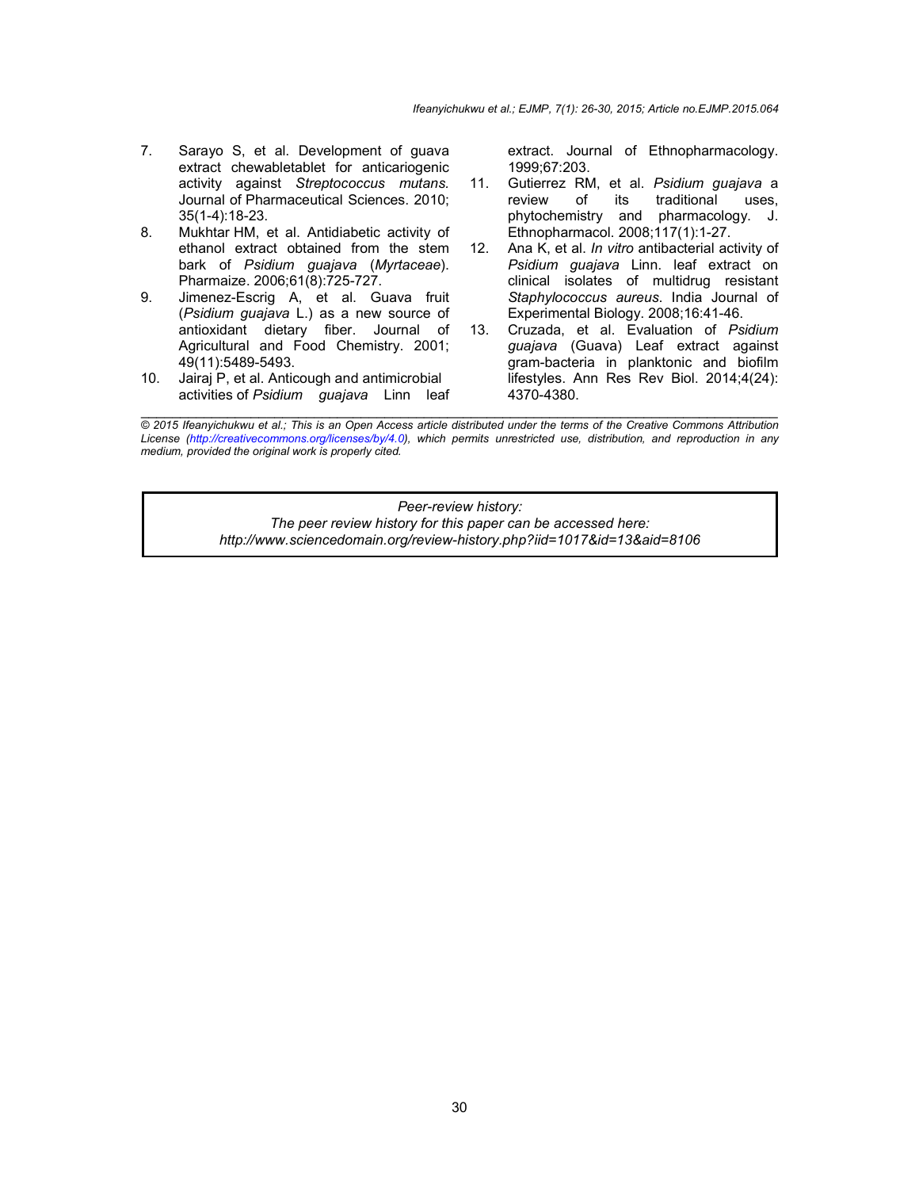7. Sarayo S, et al. Development of guava extract chewabletablet for anticariogenic activity against *Streptococcus mutans*. Journal of Pharmaceutical Sciences. 2010; 35(1-4):18-23.
8. Mukhtar HM, et al. Antidiabetic activity of ethanol extract obtained from the stem bark of *Psidium guajava* (*Myrtaceae*). Pharmaize. 2006;61(8):725-727.
9. Jimenez-Escrig A, et al. Guava fruit (*Psidium guajava* L.) as a new source of antioxidant dietary fiber. Journal of Agricultural and Food Chemistry. 2001; 49(11):5489-5493.
10. Jairaj P, et al. Anticough and antimicrobial activities of *Psidium guajava* Linn leaf extract. Journal of Ethnopharmacology. 1999;67:203.
11. Gutierrez RM, et al. *Psidium guajava* a review of its traditional uses, phytochemistry and pharmacology. J. Ethnopharmacol. 2008;117(1):1-27.
12. Ana K, et al. *In vitro* antibacterial activity of *Psidium guajava* Linn. leaf extract on clinical isolates of multidrug resistant *Staphylococcus aureus*. India Journal of Experimental Biology. 2008;16:41-46.
13. Cruzada, et al. Evaluation of *Psidium guajava* (Guava) Leaf extract against gram-bacteria in planktonic and biofilm lifestyles. Ann Res Rev Biol. 2014;4(24): 4370-4380.

---

*© 2015 Ifeanyichukwu et al.; This is an Open Access article distributed under the terms of the Creative Commons Attribution License (http://creativecommons.org/licenses/by/4.0), which permits unrestricted use, distribution, and reproduction in any medium, provided the original work is properly cited.*

*Peer-review history:*
*The peer review history for this paper can be accessed here:*
*http://www.sciencedomain.org/review-history.php?iid=1017&id=13&aid=8106*